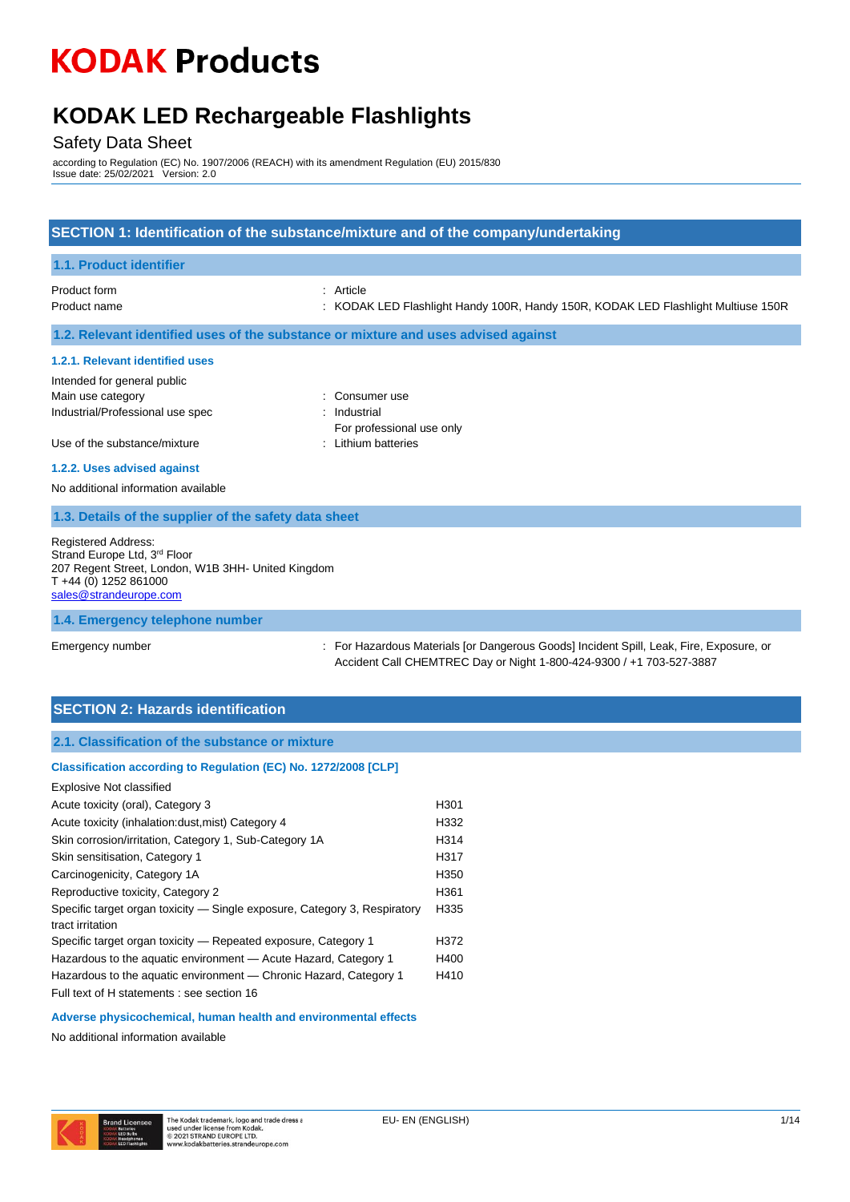# KODAK Products

# KODAK LED Rechargeable Flashlights

Safety Data Sheet

according to Regulation (EC) No. 1907/2006 (REACH) with its amendment Regulation (EU) 2015/830
Issue date: 25/02/2021 Version: 2.0

## SECTION 1: Identification of the substance/mixture and of the company/undertaking

### 1.1. Product identifier

| | |
|---|---|
| Product form | : Article |
| Product name | : KODAK LED Flashlight Handy 100R, Handy 150R, KODAK LED Flashlight Multiuse 150R |

### 1.2. Relevant identified uses of the substance or mixture and uses advised against

#### 1.2.1. Relevant identified uses

| | |
|---|---|
| Intended for general public | |
| Main use category | : Consumer use |
| Industrial/Professional use spec | : Industrial<br>For professional use only |
| Use of the substance/mixture | : Lithium batteries |

#### 1.2.2. Uses advised against

No additional information available

### 1.3. Details of the supplier of the safety data sheet

Registered Address:
Strand Europe Ltd, 3rd Floor
207 Regent Street, London, W1B 3HH- United Kingdom
T +44 (0) 1252 861000
sales@strandeurope.com

### 1.4. Emergency telephone number

| | |
|---|---|
| Emergency number | : For Hazardous Materials [or Dangerous Goods] Incident Spill, Leak, Fire, Exposure, or Accident Call CHEMTREC Day or Night 1-800-424-9300 / +1 703-527-3887 |

## SECTION 2: Hazards identification

### 2.1. Classification of the substance or mixture

#### Classification according to Regulation (EC) No. 1272/2008 [CLP]

| | |
|---|---|
| Explosive Not classified | |
| Acute toxicity (oral), Category 3 | H301 |
| Acute toxicity (inhalation:dust,mist) Category 4 | H332 |
| Skin corrosion/irritation, Category 1, Sub-Category 1A | H314 |
| Skin sensitisation, Category 1 | H317 |
| Carcinogenicity, Category 1A | H350 |
| Reproductive toxicity, Category 2 | H361 |
| Specific target organ toxicity — Single exposure, Category 3, Respiratory tract irritation | H335 |
| Specific target organ toxicity — Repeated exposure, Category 1 | H372 |
| Hazardous to the aquatic environment — Acute Hazard, Category 1 | H400 |
| Hazardous to the aquatic environment — Chronic Hazard, Category 1 | H410 |

Full text of H statements : see section 16

#### Adverse physicochemical, human health and environmental effects

No additional information available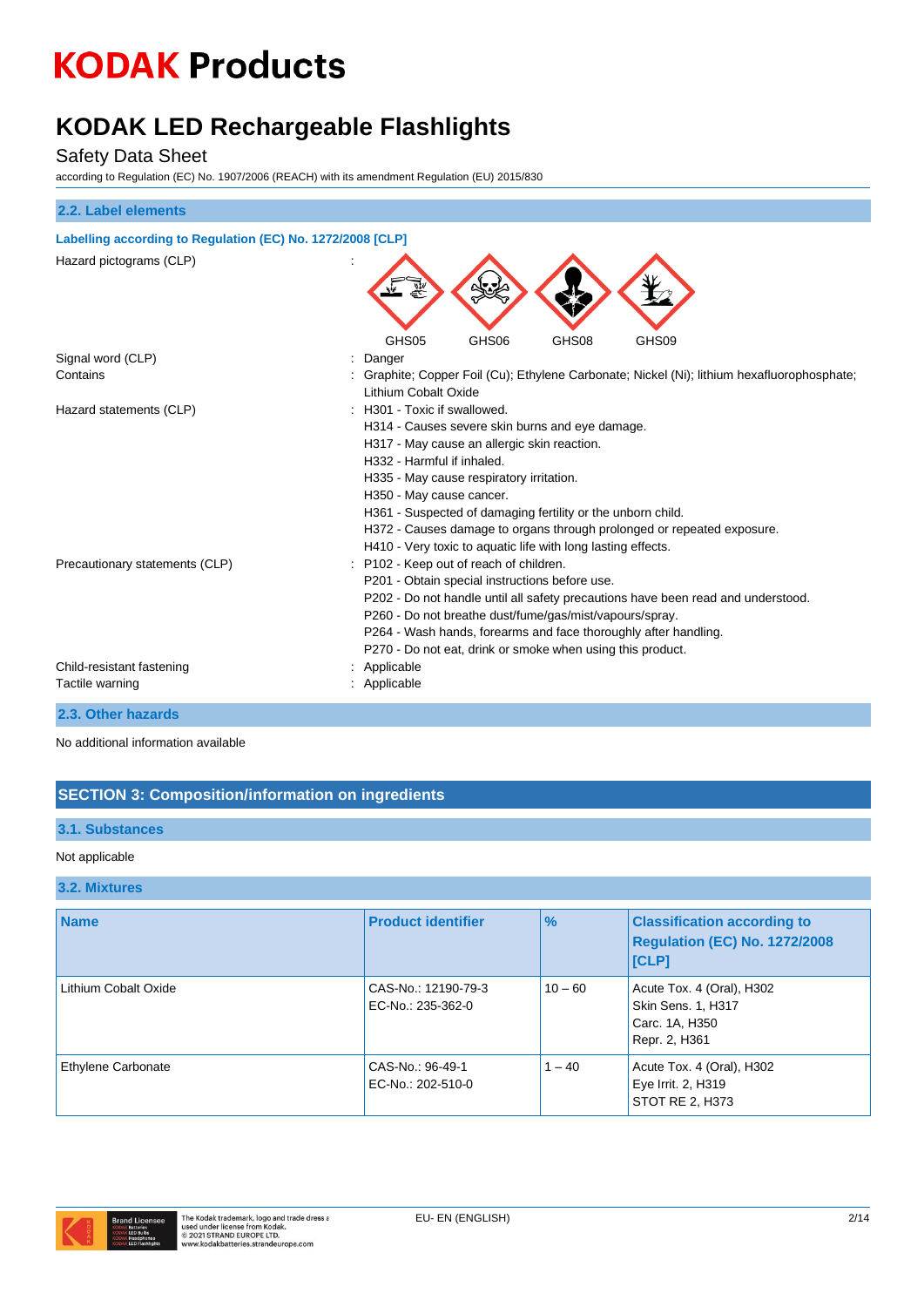## 2.2. Label elements

**Labelling according to Regulation (EC) No. 1272/2008 [CLP]**

| | |
|---|---|
| Hazard pictograms (CLP) | : GHS05 GHS06 GHS08 GHS09 |
| Signal word (CLP) | : Danger |
| Contains | : Graphite; Copper Foil (Cu); Ethylene Carbonate; Nickel (Ni); lithium hexafluorophosphate; Lithium Cobalt Oxide |
| Hazard statements (CLP) | : H301 - Toxic if swallowed.<br>H314 - Causes severe skin burns and eye damage.<br>H317 - May cause an allergic skin reaction.<br>H332 - Harmful if inhaled.<br>H335 - May cause respiratory irritation.<br>H350 - May cause cancer.<br>H361 - Suspected of damaging fertility or the unborn child.<br>H372 - Causes damage to organs through prolonged or repeated exposure.<br>H410 - Very toxic to aquatic life with long lasting effects. |
| Precautionary statements (CLP) | : P102 - Keep out of reach of children.<br>P201 - Obtain special instructions before use.<br>P202 - Do not handle until all safety precautions have been read and understood.<br>P260 - Do not breathe dust/fume/gas/mist/vapours/spray.<br>P264 - Wash hands, forearms and face thoroughly after handling.<br>P270 - Do not eat, drink or smoke when using this product. |
| Child-resistant fastening | : Applicable |
| Tactile warning | : Applicable |

## 2.3. Other hazards

No additional information available

# SECTION 3: Composition/information on ingredients

## 3.1. Substances

Not applicable

## 3.2. Mixtures

| Name | Product identifier | % | Classification according to Regulation (EC) No. 1272/2008 [CLP] |
|---|---|---|---|
| Lithium Cobalt Oxide | CAS-No.: 12190-79-3<br>EC-No.: 235-362-0 | 10 – 60 | Acute Tox. 4 (Oral), H302<br>Skin Sens. 1, H317<br>Carc. 1A, H350<br>Repr. 2, H361 |
| Ethylene Carbonate | CAS-No.: 96-49-1<br>EC-No.: 202-510-0 | 1 – 40 | Acute Tox. 4 (Oral), H302<br>Eye Irrit. 2, H319<br>STOT RE 2, H373 |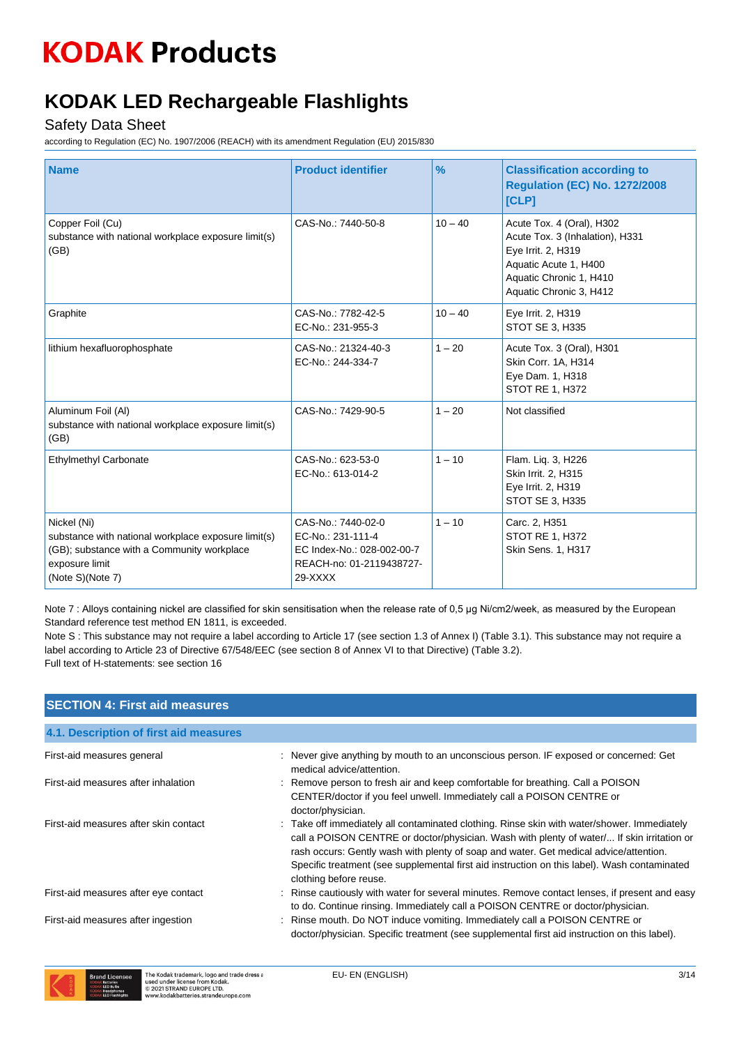# KODAK Products

# KODAK LED Rechargeable Flashlights

Safety Data Sheet

according to Regulation (EC) No. 1907/2006 (REACH) with its amendment Regulation (EU) 2015/830

| Name | Product identifier | % | Classification according to Regulation (EC) No. 1272/2008 [CLP] |
|---|---|---|---|
| Copper Foil (Cu)<br>substance with national workplace exposure limit(s) (GB) | CAS-No.: 7440-50-8 | 10 – 40 | Acute Tox. 4 (Oral), H302<br>Acute Tox. 3 (Inhalation), H331<br>Eye Irrit. 2, H319<br>Aquatic Acute 1, H400<br>Aquatic Chronic 1, H410<br>Aquatic Chronic 3, H412 |
| Graphite | CAS-No.: 7782-42-5<br>EC-No.: 231-955-3 | 10 – 40 | Eye Irrit. 2, H319<br>STOT SE 3, H335 |
| lithium hexafluorophosphate | CAS-No.: 21324-40-3<br>EC-No.: 244-334-7 | 1 – 20 | Acute Tox. 3 (Oral), H301<br>Skin Corr. 1A, H314<br>Eye Dam. 1, H318<br>STOT RE 1, H372 |
| Aluminum Foil (Al)<br>substance with national workplace exposure limit(s) (GB) | CAS-No.: 7429-90-5 | 1 – 20 | Not classified |
| Ethylmethyl Carbonate | CAS-No.: 623-53-0<br>EC-No.: 613-014-2 | 1 – 10 | Flam. Liq. 3, H226<br>Skin Irrit. 2, H315<br>Eye Irrit. 2, H319<br>STOT SE 3, H335 |
| Nickel (Ni)<br>substance with national workplace exposure limit(s) (GB); substance with a Community workplace exposure limit<br>(Note S)(Note 7) | CAS-No.: 7440-02-0<br>EC-No.: 231-111-4<br>EC Index-No.: 028-002-00-7<br>REACH-no: 01-2119438727-29-XXXX | 1 – 10 | Carc. 2, H351<br>STOT RE 1, H372<br>Skin Sens. 1, H317 |

Note 7 : Alloys containing nickel are classified for skin sensitisation when the release rate of 0,5 µg Ni/cm2/week, as measured by the European Standard reference test method EN 1811, is exceeded.

Note S : This substance may not require a label according to Article 17 (see section 1.3 of Annex I) (Table 3.1). This substance may not require a label according to Article 23 of Directive 67/548/EEC (see section 8 of Annex VI to that Directive) (Table 3.2).

Full text of H-statements: see section 16

## SECTION 4: First aid measures

### 4.1. Description of first aid measures

First-aid measures general : Never give anything by mouth to an unconscious person. IF exposed or concerned: Get medical advice/attention.

First-aid measures after inhalation : Remove person to fresh air and keep comfortable for breathing. Call a POISON CENTER/doctor if you feel unwell. Immediately call a POISON CENTRE or doctor/physician.

First-aid measures after skin contact : Take off immediately all contaminated clothing. Rinse skin with water/shower. Immediately call a POISON CENTRE or doctor/physician. Wash with plenty of water/... If skin irritation or rash occurs: Gently wash with plenty of soap and water. Get medical advice/attention. Specific treatment (see supplemental first aid instruction on this label). Wash contaminated clothing before reuse.

First-aid measures after eye contact : Rinse cautiously with water for several minutes. Remove contact lenses, if present and easy to do. Continue rinsing. Immediately call a POISON CENTRE or doctor/physician.

First-aid measures after ingestion : Rinse mouth. Do NOT induce vomiting. Immediately call a POISON CENTRE or doctor/physician. Specific treatment (see supplemental first aid instruction on this label).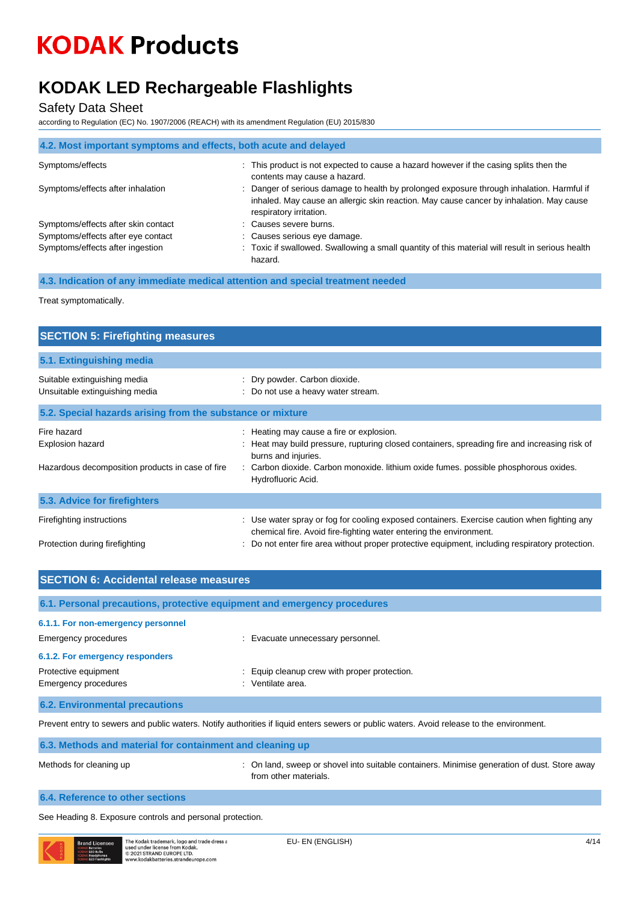### 4.2. Most important symptoms and effects, both acute and delayed

| | |
|---|---|
| Symptoms/effects | : This product is not expected to cause a hazard however if the casing splits then the contents may cause a hazard. |
| Symptoms/effects after inhalation | : Danger of serious damage to health by prolonged exposure through inhalation. Harmful if inhaled. May cause an allergic skin reaction. May cause cancer by inhalation. May cause respiratory irritation. |
| Symptoms/effects after skin contact | : Causes severe burns. |
| Symptoms/effects after eye contact | : Causes serious eye damage. |
| Symptoms/effects after ingestion | : Toxic if swallowed. Swallowing a small quantity of this material will result in serious health hazard. |

### 4.3. Indication of any immediate medical attention and special treatment needed

Treat symptomatically.

## SECTION 5: Firefighting measures

### 5.1. Extinguishing media

| | |
|---|---|
| Suitable extinguishing media | : Dry powder. Carbon dioxide. |
| Unsuitable extinguishing media | : Do not use a heavy water stream. |

### 5.2. Special hazards arising from the substance or mixture

| | |
|---|---|
| Fire hazard | : Heating may cause a fire or explosion. |
| Explosion hazard | : Heat may build pressure, rupturing closed containers, spreading fire and increasing risk of burns and injuries. |
| Hazardous decomposition products in case of fire | : Carbon dioxide. Carbon monoxide. lithium oxide fumes. possible phosphorous oxides. Hydrofluoric Acid. |

### 5.3. Advice for firefighters

| | |
|---|---|
| Firefighting instructions | : Use water spray or fog for cooling exposed containers. Exercise caution when fighting any chemical fire. Avoid fire-fighting water entering the environment. |
| Protection during firefighting | : Do not enter fire area without proper protective equipment, including respiratory protection. |

## SECTION 6: Accidental release measures

### 6.1. Personal precautions, protective equipment and emergency procedures

#### 6.1.1. For non-emergency personnel

| | |
|---|---|
| Emergency procedures | : Evacuate unnecessary personnel. |

#### 6.1.2. For emergency responders

| | |
|---|---|
| Protective equipment | : Equip cleanup crew with proper protection. |
| Emergency procedures | : Ventilate area. |

### 6.2. Environmental precautions

Prevent entry to sewers and public waters. Notify authorities if liquid enters sewers or public waters. Avoid release to the environment.

### 6.3. Methods and material for containment and cleaning up

| | |
|---|---|
| Methods for cleaning up | : On land, sweep or shovel into suitable containers. Minimise generation of dust. Store away from other materials. |

### 6.4. Reference to other sections

See Heading 8. Exposure controls and personal protection.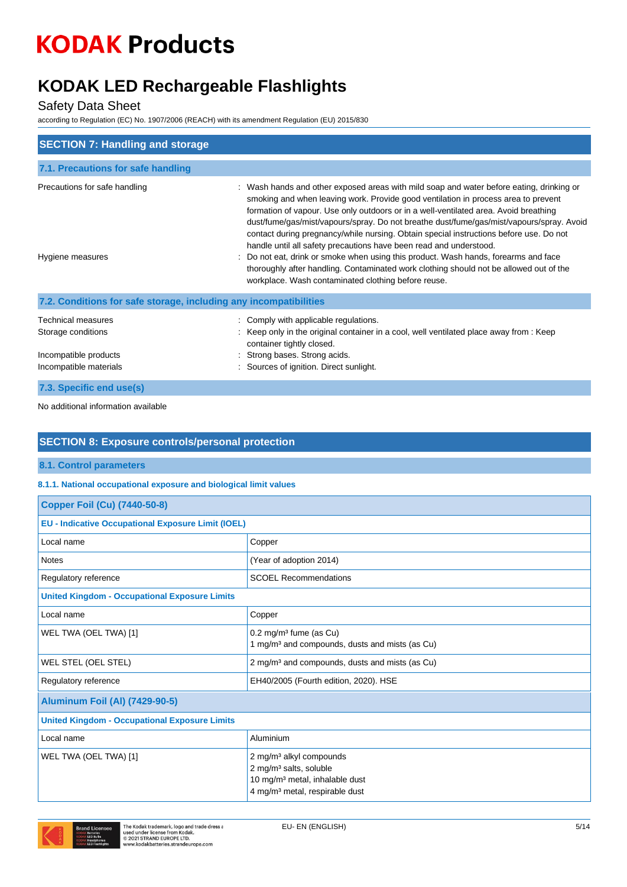## SECTION 7: Handling and storage

### 7.1. Precautions for safe handling

Precautions for safe handling : Wash hands and other exposed areas with mild soap and water before eating, drinking or smoking and when leaving work. Provide good ventilation in process area to prevent formation of vapour. Use only outdoors or in a well-ventilated area. Avoid breathing dust/fume/gas/mist/vapours/spray. Do not breathe dust/fume/gas/mist/vapours/spray. Avoid contact during pregnancy/while nursing. Obtain special instructions before use. Do not handle until all safety precautions have been read and understood.

Hygiene measures : Do not eat, drink or smoke when using this product. Wash hands, forearms and face thoroughly after handling. Contaminated work clothing should not be allowed out of the workplace. Wash contaminated clothing before reuse.

### 7.2. Conditions for safe storage, including any incompatibilities

Technical measures : Comply with applicable regulations.

Storage conditions : Keep only in the original container in a cool, well ventilated place away from : Keep container tightly closed.

Incompatible products : Strong bases. Strong acids.

Incompatible materials : Sources of ignition. Direct sunlight.

### 7.3. Specific end use(s)

No additional information available

## SECTION 8: Exposure controls/personal protection

### 8.1. Control parameters

#### 8.1.1. National occupational exposure and biological limit values

| Copper Foil (Cu) (7440-50-8) | |
|---|---|
| **EU - Indicative Occupational Exposure Limit (IOEL)** | |
| Local name | Copper |
| Notes | (Year of adoption 2014) |
| Regulatory reference | SCOEL Recommendations |
| **United Kingdom - Occupational Exposure Limits** | |
| Local name | Copper |
| WEL TWA (OEL TWA) [1] | 0.2 mg/m³ fume (as Cu)<br>1 mg/m³ and compounds, dusts and mists (as Cu) |
| WEL STEL (OEL STEL) | 2 mg/m³ and compounds, dusts and mists (as Cu) |
| Regulatory reference | EH40/2005 (Fourth edition, 2020). HSE |

| Aluminum Foil (Al) (7429-90-5) | |
|---|---|
| **United Kingdom - Occupational Exposure Limits** | |
| Local name | Aluminium |
| WEL TWA (OEL TWA) [1] | 2 mg/m³ alkyl compounds<br>2 mg/m³ salts, soluble<br>10 mg/m³ metal, inhalable dust<br>4 mg/m³ metal, respirable dust |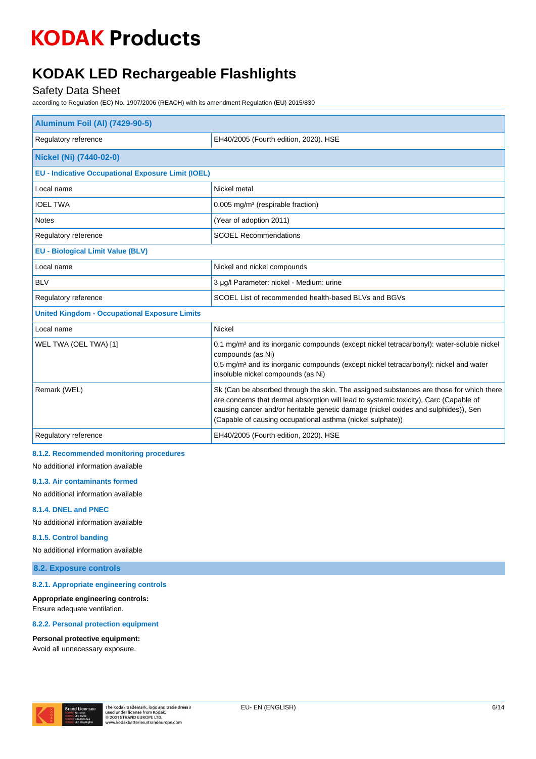| Aluminum Foil (Al) (7429-90-5) | |
|---|---|
| Regulatory reference | EH40/2005 (Fourth edition, 2020). HSE |
| **Nickel (Ni) (7440-02-0)** | |
| **EU - Indicative Occupational Exposure Limit (IOEL)** | |
| Local name | Nickel metal |
| IOEL TWA | 0.005 mg/m³ (respirable fraction) |
| Notes | (Year of adoption 2011) |
| Regulatory reference | SCOEL Recommendations |
| **EU - Biological Limit Value (BLV)** | |
| Local name | Nickel and nickel compounds |
| BLV | 3 µg/l Parameter: nickel - Medium: urine |
| Regulatory reference | SCOEL List of recommended health-based BLVs and BGVs |
| **United Kingdom - Occupational Exposure Limits** | |
| Local name | Nickel |
| WEL TWA (OEL TWA) [1] | 0.1 mg/m³ and its inorganic compounds (except nickel tetracarbonyl): water-soluble nickel compounds (as Ni)<br>0.5 mg/m³ and its inorganic compounds (except nickel tetracarbonyl): nickel and water insoluble nickel compounds (as Ni) |
| Remark (WEL) | Sk (Can be absorbed through the skin. The assigned substances are those for which there are concerns that dermal absorption will lead to systemic toxicity), Carc (Capable of causing cancer and/or heritable genetic damage (nickel oxides and sulphides)), Sen (Capable of causing occupational asthma (nickel sulphate)) |
| Regulatory reference | EH40/2005 (Fourth edition, 2020). HSE |

#### 8.1.2. Recommended monitoring procedures

No additional information available

#### 8.1.3. Air contaminants formed

No additional information available

#### 8.1.4. DNEL and PNEC

No additional information available

#### 8.1.5. Control banding

No additional information available

### 8.2. Exposure controls

#### 8.2.1. Appropriate engineering controls

**Appropriate engineering controls:**
Ensure adequate ventilation.

#### 8.2.2. Personal protection equipment

**Personal protective equipment:**
Avoid all unnecessary exposure.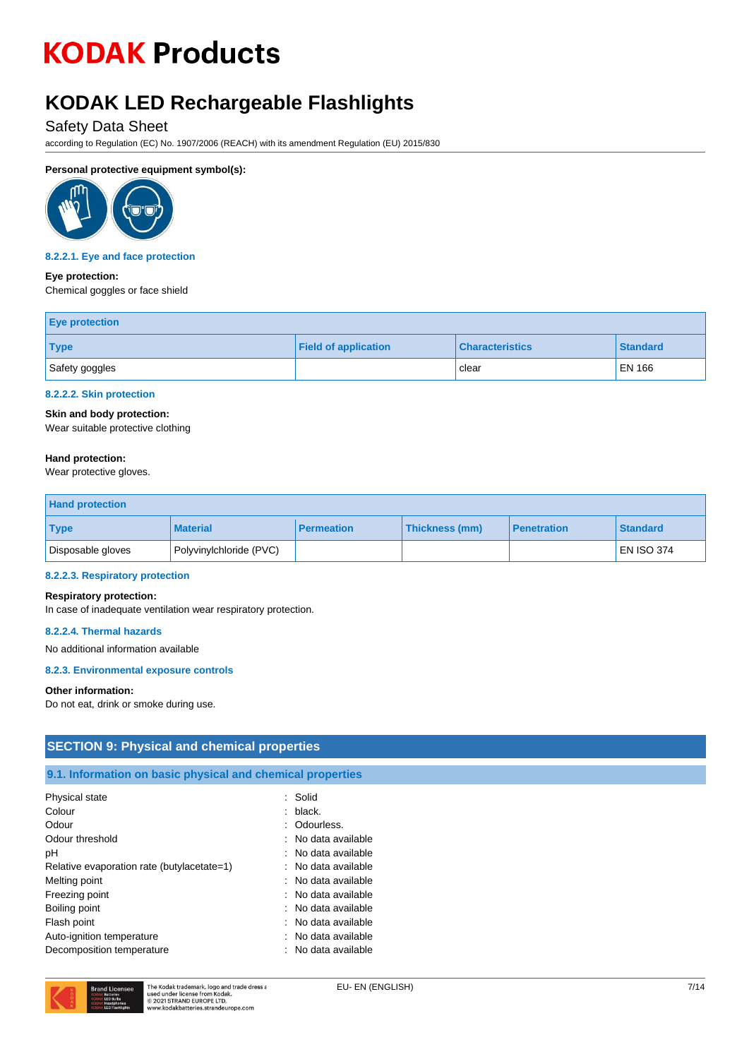**Personal protective equipment symbol(s):**

#### 8.2.2.1. Eye and face protection

**Eye protection:**
Chemical goggles or face shield

| Eye protection | | | |
|---|---|---|---|
| **Type** | **Field of application** | **Characteristics** | **Standard** |
| Safety goggles | | clear | EN 166 |

#### 8.2.2.2. Skin protection

**Skin and body protection:**
Wear suitable protective clothing

**Hand protection:**
Wear protective gloves.

| Hand protection | | | | | |
|---|---|---|---|---|---|
| **Type** | **Material** | **Permeation** | **Thickness (mm)** | **Penetration** | **Standard** |
| Disposable gloves | Polyvinylchloride (PVC) | | | | EN ISO 374 |

#### 8.2.2.3. Respiratory protection

**Respiratory protection:**
In case of inadequate ventilation wear respiratory protection.

#### 8.2.2.4. Thermal hazards

No additional information available

#### 8.2.3. Environmental exposure controls

**Other information:**
Do not eat, drink or smoke during use.

## SECTION 9: Physical and chemical properties

### 9.1. Information on basic physical and chemical properties

| | |
|---|---|
| Physical state | : Solid |
| Colour | : black. |
| Odour | : Odourless. |
| Odour threshold | : No data available |
| pH | : No data available |
| Relative evaporation rate (butylacetate=1) | : No data available |
| Melting point | : No data available |
| Freezing point | : No data available |
| Boiling point | : No data available |
| Flash point | : No data available |
| Auto-ignition temperature | : No data available |
| Decomposition temperature | : No data available |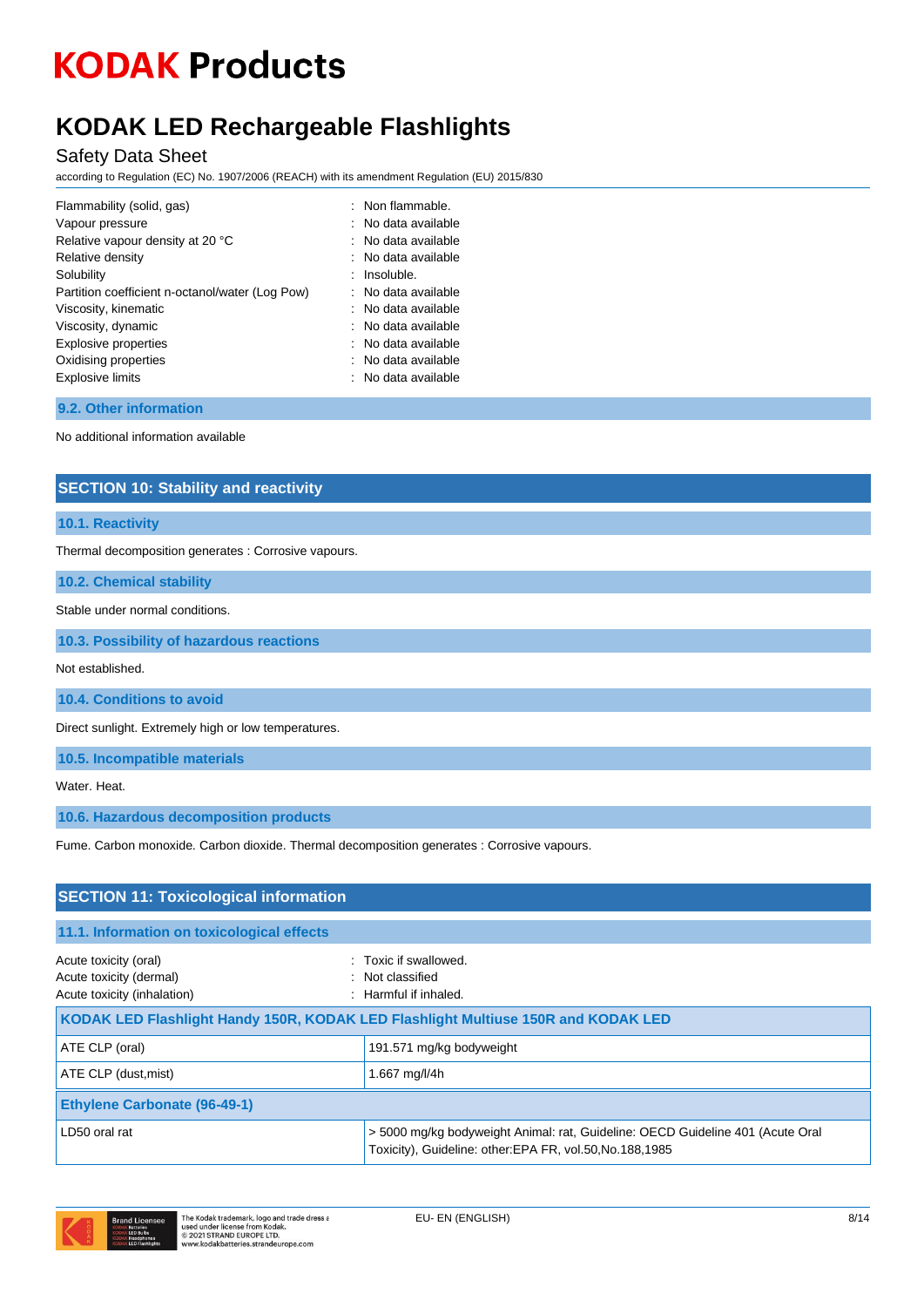| | |
|---|---|
| Flammability (solid, gas) | : Non flammable. |
| Vapour pressure | : No data available |
| Relative vapour density at 20 °C | : No data available |
| Relative density | : No data available |
| Solubility | : Insoluble. |
| Partition coefficient n-octanol/water (Log Pow) | : No data available |
| Viscosity, kinematic | : No data available |
| Viscosity, dynamic | : No data available |
| Explosive properties | : No data available |
| Oxidising properties | : No data available |
| Explosive limits | : No data available |

### 9.2. Other information

No additional information available

## SECTION 10: Stability and reactivity

### 10.1. Reactivity

Thermal decomposition generates : Corrosive vapours.

### 10.2. Chemical stability

Stable under normal conditions.

### 10.3. Possibility of hazardous reactions

Not established.

### 10.4. Conditions to avoid

Direct sunlight. Extremely high or low temperatures.

### 10.5. Incompatible materials

Water. Heat.

### 10.6. Hazardous decomposition products

Fume. Carbon monoxide. Carbon dioxide. Thermal decomposition generates : Corrosive vapours.

## SECTION 11: Toxicological information

### 11.1. Information on toxicological effects

| | |
|---|---|
| Acute toxicity (oral) | : Toxic if swallowed. |
| Acute toxicity (dermal) | : Not classified |
| Acute toxicity (inhalation) | : Harmful if inhaled. |

| **KODAK LED Flashlight Handy 150R, KODAK LED Flashlight Multiuse 150R and KODAK LED** | |
|---|---|
| ATE CLP (oral) | 191.571 mg/kg bodyweight |
| ATE CLP (dust,mist) | 1.667 mg/l/4h |

| **Ethylene Carbonate (96-49-1)** | |
|---|---|
| LD50 oral rat | > 5000 mg/kg bodyweight Animal: rat, Guideline: OECD Guideline 401 (Acute Oral Toxicity), Guideline: other:EPA FR, vol.50,No.188,1985 |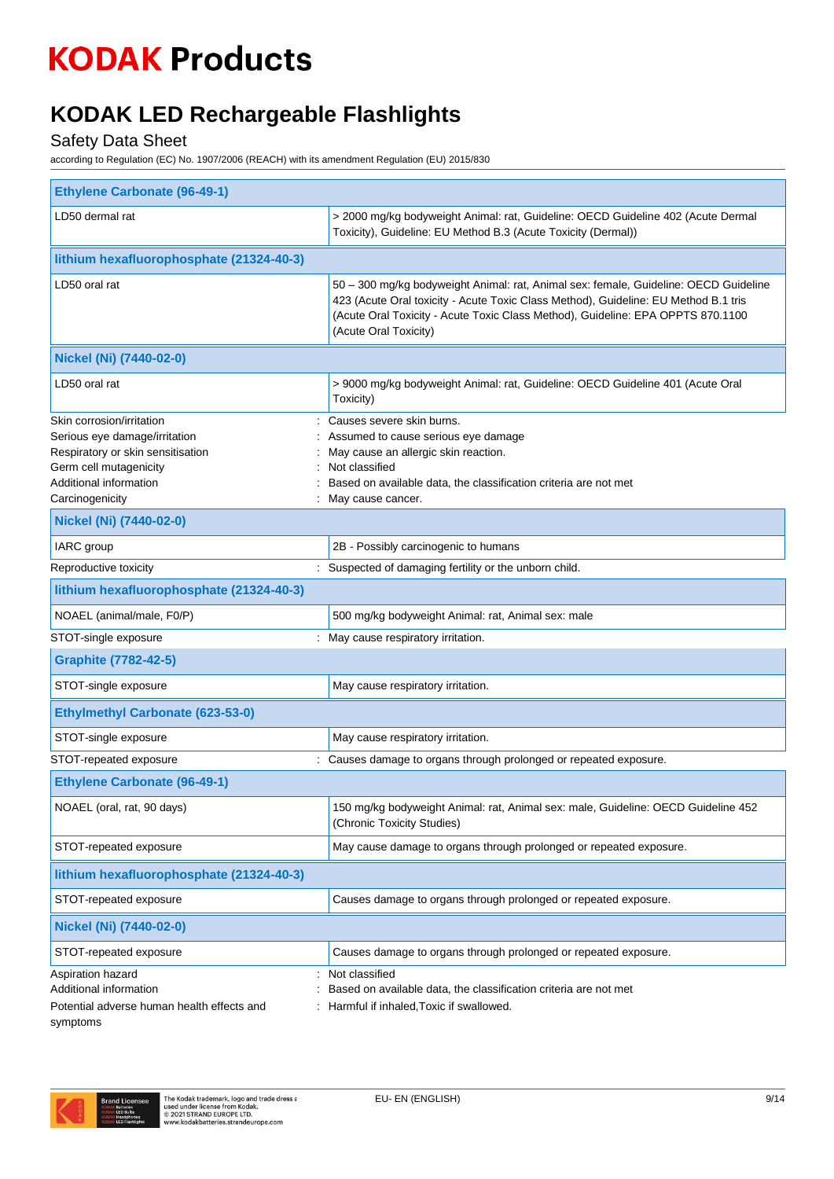| Ethylene Carbonate (96-49-1) | |
|---|---|
| LD50 dermal rat | > 2000 mg/kg bodyweight Animal: rat, Guideline: OECD Guideline 402 (Acute Dermal Toxicity), Guideline: EU Method B.3 (Acute Toxicity (Dermal)) |
| **lithium hexafluorophosphate (21324-40-3)** | |
| LD50 oral rat | 50 – 300 mg/kg bodyweight Animal: rat, Animal sex: female, Guideline: OECD Guideline 423 (Acute Oral toxicity - Acute Toxic Class Method), Guideline: EU Method B.1 tris (Acute Oral Toxicity - Acute Toxic Class Method), Guideline: EPA OPPTS 870.1100 (Acute Oral Toxicity) |
| **Nickel (Ni) (7440-02-0)** | |
| LD50 oral rat | > 9000 mg/kg bodyweight Animal: rat, Guideline: OECD Guideline 401 (Acute Oral Toxicity) |

Skin corrosion/irritation : Causes severe skin burns.
Serious eye damage/irritation : Assumed to cause serious eye damage
Respiratory or skin sensitisation : May cause an allergic skin reaction.
Germ cell mutagenicity : Not classified
Additional information : Based on available data, the classification criteria are not met
Carcinogenicity : May cause cancer.

| Nickel (Ni) (7440-02-0) | |
|---|---|
| IARC group | 2B - Possibly carcinogenic to humans |

Reproductive toxicity : Suspected of damaging fertility or the unborn child.

| lithium hexafluorophosphate (21324-40-3) | |
|---|---|
| NOAEL (animal/male, F0/P) | 500 mg/kg bodyweight Animal: rat, Animal sex: male |

STOT-single exposure : May cause respiratory irritation.

| Graphite (7782-42-5) | |
|---|---|
| STOT-single exposure | May cause respiratory irritation. |
| **Ethylmethyl Carbonate (623-53-0)** | |
| STOT-single exposure | May cause respiratory irritation. |

STOT-repeated exposure : Causes damage to organs through prolonged or repeated exposure.

| Ethylene Carbonate (96-49-1) | |
|---|---|
| NOAEL (oral, rat, 90 days) | 150 mg/kg bodyweight Animal: rat, Animal sex: male, Guideline: OECD Guideline 452 (Chronic Toxicity Studies) |
| STOT-repeated exposure | May cause damage to organs through prolonged or repeated exposure. |
| **lithium hexafluorophosphate (21324-40-3)** | |
| STOT-repeated exposure | Causes damage to organs through prolonged or repeated exposure. |
| **Nickel (Ni) (7440-02-0)** | |
| STOT-repeated exposure | Causes damage to organs through prolonged or repeated exposure. |

Aspiration hazard : Not classified
Additional information : Based on available data, the classification criteria are not met
Potential adverse human health effects and symptoms : Harmful if inhaled,Toxic if swallowed.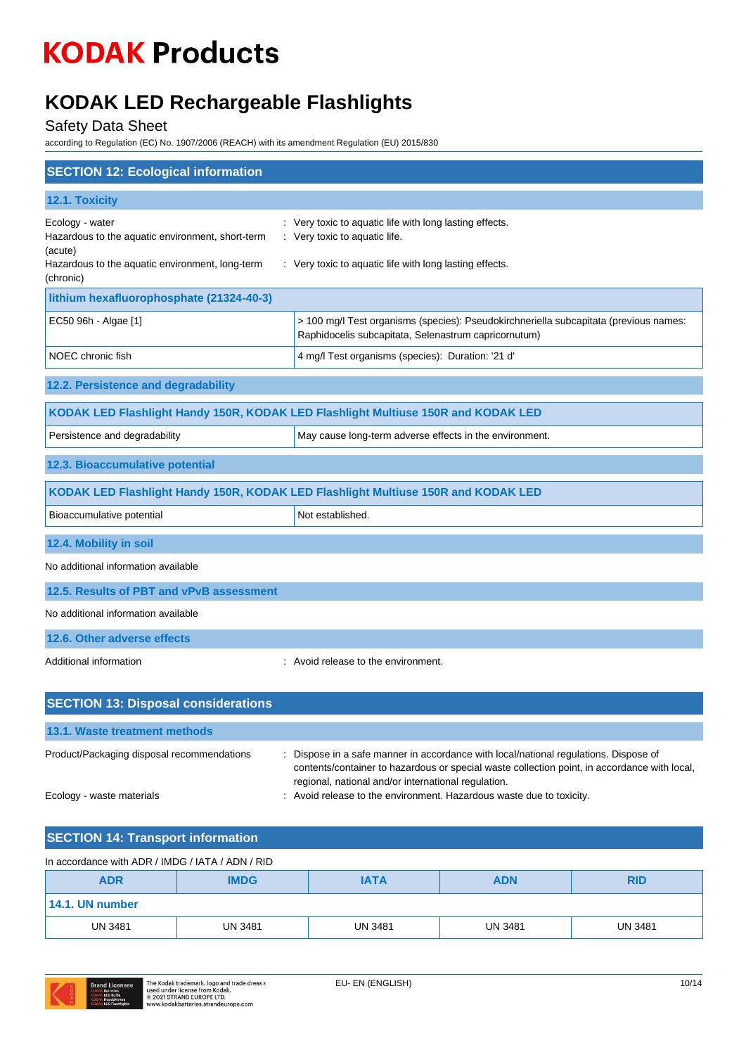# KODAK Products

# KODAK LED Rechargeable Flashlights

Safety Data Sheet

according to Regulation (EC) No. 1907/2006 (REACH) with its amendment Regulation (EU) 2015/830

## SECTION 12: Ecological information

### 12.1. Toxicity

Ecology - water : Very toxic to aquatic life with long lasting effects.

Hazardous to the aquatic environment, short-term (acute) : Very toxic to aquatic life.

Hazardous to the aquatic environment, long-term (chronic) : Very toxic to aquatic life with long lasting effects.

| lithium hexafluorophosphate (21324-40-3) | |
|---|---|
| EC50 96h - Algae [1] | > 100 mg/l Test organisms (species): Pseudokirchneriella subcapitata (previous names: Raphidocelis subcapitata, Selenastrum capricornutum) |
| NOEC chronic fish | 4 mg/l Test organisms (species): Duration: '21 d' |

### 12.2. Persistence and degradability

| KODAK LED Flashlight Handy 150R, KODAK LED Flashlight Multiuse 150R and KODAK LED | |
|---|---|
| Persistence and degradability | May cause long-term adverse effects in the environment. |

### 12.3. Bioaccumulative potential

| KODAK LED Flashlight Handy 150R, KODAK LED Flashlight Multiuse 150R and KODAK LED | |
|---|---|
| Bioaccumulative potential | Not established. |

### 12.4. Mobility in soil

No additional information available

### 12.5. Results of PBT and vPvB assessment

No additional information available

### 12.6. Other adverse effects

Additional information : Avoid release to the environment.

## SECTION 13: Disposal considerations

### 13.1. Waste treatment methods

Product/Packaging disposal recommendations : Dispose in a safe manner in accordance with local/national regulations. Dispose of contents/container to hazardous or special waste collection point, in accordance with local, regional, national and/or international regulation.

Ecology - waste materials : Avoid release to the environment. Hazardous waste due to toxicity.

## SECTION 14: Transport information

In accordance with ADR / IMDG / IATA / ADN / RID

| ADR | IMDG | IATA | ADN | RID |
|---|---|---|---|---|
| **14.1. UN number** | | | | |
| UN 3481 | UN 3481 | UN 3481 | UN 3481 | UN 3481 |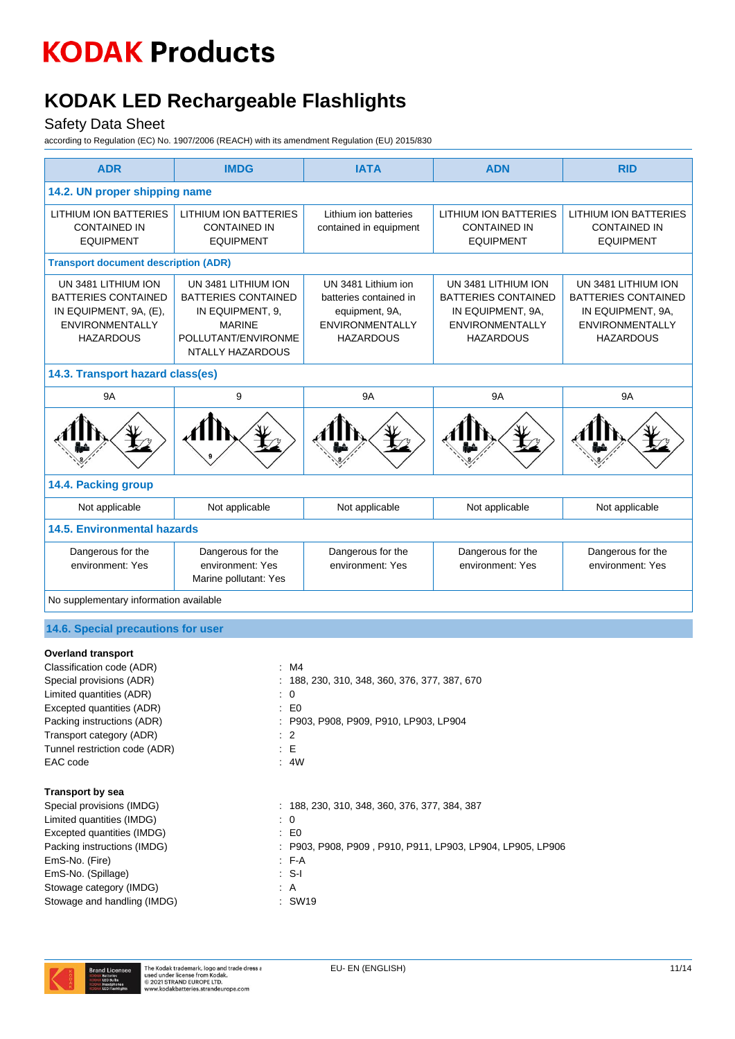# KODAK Products

# KODAK LED Rechargeable Flashlights

Safety Data Sheet

according to Regulation (EC) No. 1907/2006 (REACH) with its amendment Regulation (EU) 2015/830

| ADR | IMDG | IATA | ADN | RID |
|---|---|---|---|---|
| **14.2. UN proper shipping name** | | | | |
| LITHIUM ION BATTERIES CONTAINED IN EQUIPMENT | LITHIUM ION BATTERIES CONTAINED IN EQUIPMENT | Lithium ion batteries contained in equipment | LITHIUM ION BATTERIES CONTAINED IN EQUIPMENT | LITHIUM ION BATTERIES CONTAINED IN EQUIPMENT |
| **Transport document description (ADR)** | | | | |
| UN 3481 LITHIUM ION BATTERIES CONTAINED IN EQUIPMENT, 9A, (E), ENVIRONMENTALLY HAZARDOUS | UN 3481 LITHIUM ION BATTERIES CONTAINED IN EQUIPMENT, 9, MARINE POLLUTANT/ENVIRONMENTALLY HAZARDOUS | UN 3481 Lithium ion batteries contained in equipment, 9A, ENVIRONMENTALLY HAZARDOUS | UN 3481 LITHIUM ION BATTERIES CONTAINED IN EQUIPMENT, 9A, ENVIRONMENTALLY HAZARDOUS | UN 3481 LITHIUM ION BATTERIES CONTAINED IN EQUIPMENT, 9A, ENVIRONMENTALLY HAZARDOUS |
| **14.3. Transport hazard class(es)** | | | | |
| 9A | 9 | 9A | 9A | 9A |
| **14.4. Packing group** | | | | |
| Not applicable | Not applicable | Not applicable | Not applicable | Not applicable |
| **14.5. Environmental hazards** | | | | |
| Dangerous for the environment: Yes | Dangerous for the environment: Yes<br>Marine pollutant: Yes | Dangerous for the environment: Yes | Dangerous for the environment: Yes | Dangerous for the environment: Yes |
| No supplementary information available | | | | |

## 14.6. Special precautions for user

**Overland transport**

Classification code (ADR) : M4
Special provisions (ADR) : 188, 230, 310, 348, 360, 376, 377, 387, 670
Limited quantities (ADR) : 0
Excepted quantities (ADR) : E0
Packing instructions (ADR) : P903, P908, P909, P910, LP903, LP904
Transport category (ADR) : 2
Tunnel restriction code (ADR) : E
EAC code : 4W

**Transport by sea**

Special provisions (IMDG) : 188, 230, 310, 348, 360, 376, 377, 384, 387
Limited quantities (IMDG) : 0
Excepted quantities (IMDG) : E0
Packing instructions (IMDG) : P903, P908, P909 , P910, P911, LP903, LP904, LP905, LP906
EmS-No. (Fire) : F-A
EmS-No. (Spillage) : S-I
Stowage category (IMDG) : A
Stowage and handling (IMDG) : SW19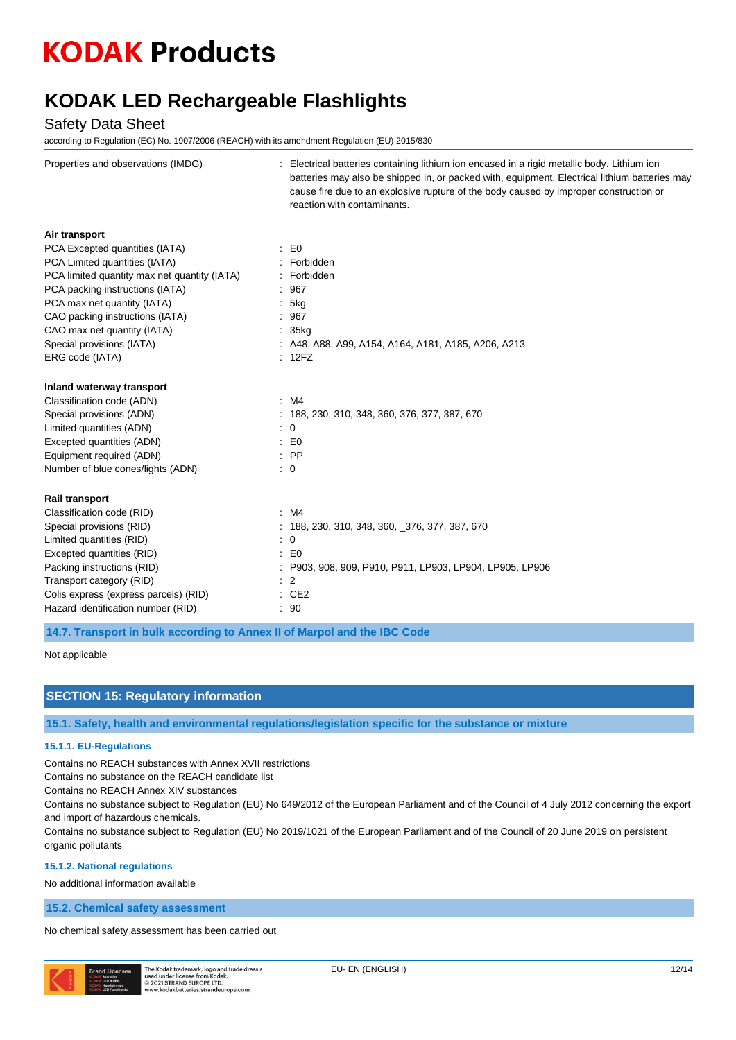Properties and observations (IMDG) : Electrical batteries containing lithium ion encased in a rigid metallic body. Lithium ion batteries may also be shipped in, or packed with, equipment. Electrical lithium batteries may cause fire due to an explosive rupture of the body caused by improper construction or reaction with contaminants.

**Air transport**

PCA Excepted quantities (IATA) : E0
PCA Limited quantities (IATA) : Forbidden
PCA limited quantity max net quantity (IATA) : Forbidden
PCA packing instructions (IATA) : 967
PCA max net quantity (IATA) : 5kg
CAO packing instructions (IATA) : 967
CAO max net quantity (IATA) : 35kg
Special provisions (IATA) : A48, A88, A99, A154, A164, A181, A185, A206, A213
ERG code (IATA) : 12FZ

**Inland waterway transport**

Classification code (ADN) : M4
Special provisions (ADN) : 188, 230, 310, 348, 360, 376, 377, 387, 670
Limited quantities (ADN) : 0
Excepted quantities (ADN) : E0
Equipment required (ADN) : PP
Number of blue cones/lights (ADN) : 0

**Rail transport**

Classification code (RID) : M4
Special provisions (RID) : 188, 230, 310, 348, 360, _376, 377, 387, 670
Limited quantities (RID) : 0
Excepted quantities (RID) : E0
Packing instructions (RID) : P903, 908, 909, P910, P911, LP903, LP904, LP905, LP906
Transport category (RID) : 2
Colis express (express parcels) (RID) : CE2
Hazard identification number (RID) : 90

### 14.7. Transport in bulk according to Annex II of Marpol and the IBC Code

Not applicable

## SECTION 15: Regulatory information

### 15.1. Safety, health and environmental regulations/legislation specific for the substance or mixture

#### 15.1.1. EU-Regulations

Contains no REACH substances with Annex XVII restrictions
Contains no substance on the REACH candidate list
Contains no REACH Annex XIV substances
Contains no substance subject to Regulation (EU) No 649/2012 of the European Parliament and of the Council of 4 July 2012 concerning the export and import of hazardous chemicals.
Contains no substance subject to Regulation (EU) No 2019/1021 of the European Parliament and of the Council of 20 June 2019 on persistent organic pollutants

#### 15.1.2. National regulations

No additional information available

### 15.2. Chemical safety assessment

No chemical safety assessment has been carried out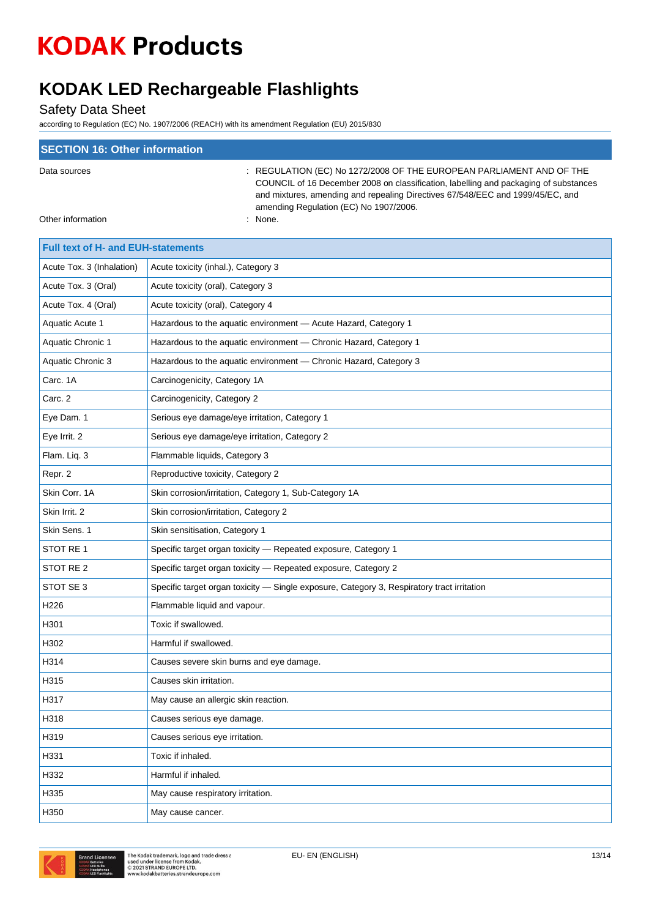# KODAK Products

# KODAK LED Rechargeable Flashlights

Safety Data Sheet

according to Regulation (EC) No. 1907/2006 (REACH) with its amendment Regulation (EU) 2015/830

## SECTION 16: Other information

Data sources : REGULATION (EC) No 1272/2008 OF THE EUROPEAN PARLIAMENT AND OF THE COUNCIL of 16 December 2008 on classification, labelling and packaging of substances and mixtures, amending and repealing Directives 67/548/EEC and 1999/45/EC, and amending Regulation (EC) No 1907/2006.

Other information : None.

| Full text of H- and EUH-statements | |
|---|---|
| Acute Tox. 3 (Inhalation) | Acute toxicity (inhal.), Category 3 |
| Acute Tox. 3 (Oral) | Acute toxicity (oral), Category 3 |
| Acute Tox. 4 (Oral) | Acute toxicity (oral), Category 4 |
| Aquatic Acute 1 | Hazardous to the aquatic environment — Acute Hazard, Category 1 |
| Aquatic Chronic 1 | Hazardous to the aquatic environment — Chronic Hazard, Category 1 |
| Aquatic Chronic 3 | Hazardous to the aquatic environment — Chronic Hazard, Category 3 |
| Carc. 1A | Carcinogenicity, Category 1A |
| Carc. 2 | Carcinogenicity, Category 2 |
| Eye Dam. 1 | Serious eye damage/eye irritation, Category 1 |
| Eye Irrit. 2 | Serious eye damage/eye irritation, Category 2 |
| Flam. Liq. 3 | Flammable liquids, Category 3 |
| Repr. 2 | Reproductive toxicity, Category 2 |
| Skin Corr. 1A | Skin corrosion/irritation, Category 1, Sub-Category 1A |
| Skin Irrit. 2 | Skin corrosion/irritation, Category 2 |
| Skin Sens. 1 | Skin sensitisation, Category 1 |
| STOT RE 1 | Specific target organ toxicity — Repeated exposure, Category 1 |
| STOT RE 2 | Specific target organ toxicity — Repeated exposure, Category 2 |
| STOT SE 3 | Specific target organ toxicity — Single exposure, Category 3, Respiratory tract irritation |
| H226 | Flammable liquid and vapour. |
| H301 | Toxic if swallowed. |
| H302 | Harmful if swallowed. |
| H314 | Causes severe skin burns and eye damage. |
| H315 | Causes skin irritation. |
| H317 | May cause an allergic skin reaction. |
| H318 | Causes serious eye damage. |
| H319 | Causes serious eye irritation. |
| H331 | Toxic if inhaled. |
| H332 | Harmful if inhaled. |
| H335 | May cause respiratory irritation. |
| H350 | May cause cancer. |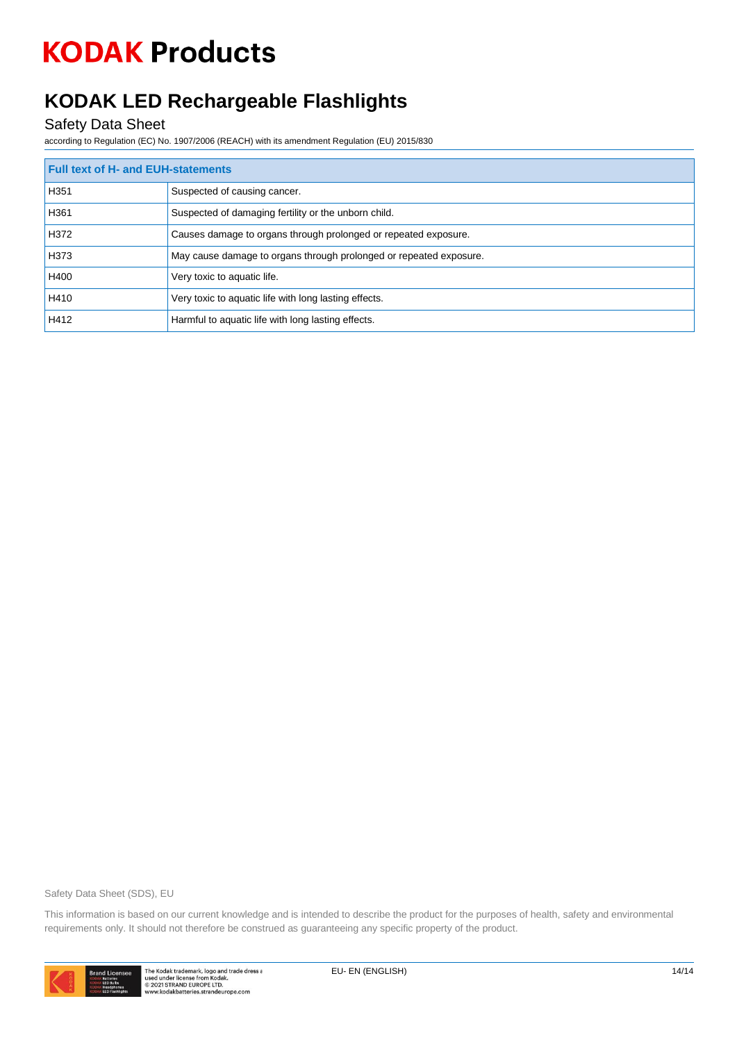| Full text of H- and EUH-statements | |
| --- | --- |
| H351 | Suspected of causing cancer. |
| H361 | Suspected of damaging fertility or the unborn child. |
| H372 | Causes damage to organs through prolonged or repeated exposure. |
| H373 | May cause damage to organs through prolonged or repeated exposure. |
| H400 | Very toxic to aquatic life. |
| H410 | Very toxic to aquatic life with long lasting effects. |
| H412 | Harmful to aquatic life with long lasting effects. |

Safety Data Sheet (SDS), EU

This information is based on our current knowledge and is intended to describe the product for the purposes of health, safety and environmental requirements only. It should not therefore be construed as guaranteeing any specific property of the product.